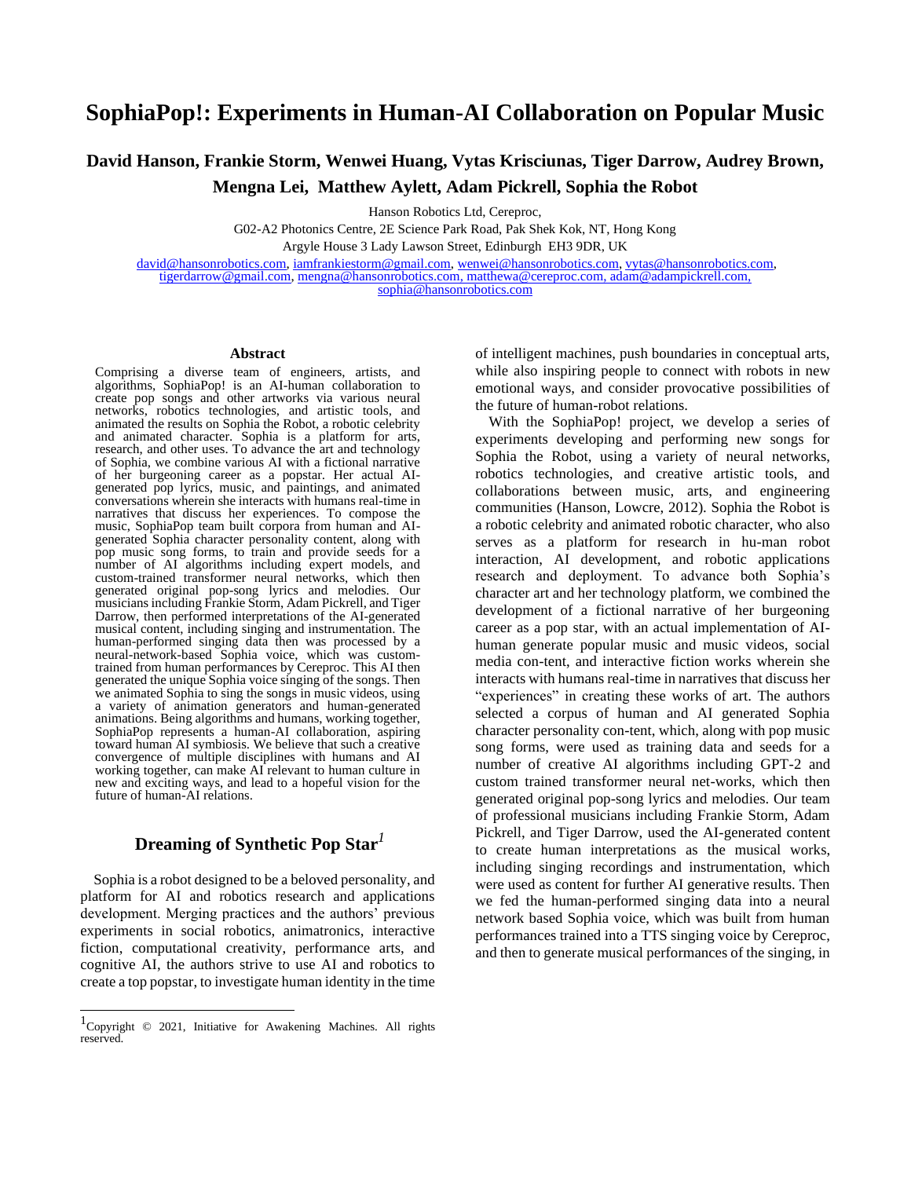# SophiaPop!: Experiments in Human-AI Collaboration on Popular Music

**David Hanson, Frankie Storm, Wenwei Huang, Vytas Krisciunas, Tiger Darrow, Audrey Brown, Mengna Lei, Matthew Aylett, Adam Pickrell, Sophia the Robot**

Hanson Robotics Ltd, Cereproc,
G02-A2 Photonics Centre, 2E Science Park Road, Pak Shek Kok, NT, Hong Kong
Argyle House 3 Lady Lawson Street, Edinburgh EH3 9DR, UK
david@hansonrobotics.com, iamfrankiestorm@gmail.com, wenwei@hansonrobotics.com, vytas@hansonrobotics.com, tigerdarrow@gmail.com, mengna@hansonrobotics.com, matthewa@cereproc.com, adam@adampickrell.com, sophia@hansonrobotics.com

## Abstract

Comprising a diverse team of engineers, artists, and algorithms, SophiaPop! is an AI-human collaboration to create pop songs and other artworks via various neural networks, robotics technologies, and artistic tools, and animated the results on Sophia the Robot, a robotic celebrity and animated character. Sophia is a platform for arts, research, and other uses. To advance the art and technology of Sophia, we combine various AI with a fictional narrative of her burgeoning career as a popstar. Her actual AI-generated pop lyrics, music, and paintings, and animated conversations wherein she interacts with humans real-time in narratives that discuss her experiences. To compose the music, SophiaPop team built corpora from human and AI-generated Sophia character personality content, along with pop music song forms, to train and provide seeds for a number of AI algorithms including expert models, and custom-trained transformer neural networks, which then generated original pop-song lyrics and melodies. Our musicians including Frankie Storm, Adam Pickrell, and Tiger Darrow, then performed interpretations of the AI-generated musical content, including singing and instrumentation. The human-performed singing data then was processed by a neural-network-based Sophia voice, which was custom-trained from human performances by Cereproc. This AI then generated the unique Sophia voice singing of the songs. Then we animated Sophia to sing the songs in music videos, using a variety of animation generators and human-generated animations. Being algorithms and humans, working together, SophiaPop represents a human-AI collaboration, aspiring toward human AI symbiosis. We believe that such a creative convergence of multiple disciplines with humans and AI working together, can make AI relevant to human culture in new and exciting ways, and lead to a hopeful vision for the future of human-AI relations.

## Dreaming of Synthetic Pop Star[1]

Sophia is a robot designed to be a beloved personality, and platform for AI and robotics research and applications development. Merging practices and the authors' previous experiments in social robotics, animatronics, interactive fiction, computational creativity, performance arts, and cognitive AI, the authors strive to use AI and robotics to create a top popstar, to investigate human identity in the time of intelligent machines, push boundaries in conceptual arts, while also inspiring people to connect with robots in new emotional ways, and consider provocative possibilities of the future of human-robot relations.

With the SophiaPop! project, we develop a series of experiments developing and performing new songs for Sophia the Robot, using a variety of neural networks, robotics technologies, and creative artistic tools, and collaborations between music, arts, and engineering communities (Hanson, Lowcre, 2012). Sophia the Robot is a robotic celebrity and animated robotic character, who also serves as a platform for research in hu-man robot interaction, AI development, and robotic applications research and deployment. To advance both Sophia's character art and her technology platform, we combined the development of a fictional narrative of her burgeoning career as a pop star, with an actual implementation of AI-human generate popular music and music videos, social media con-tent, and interactive fiction works wherein she interacts with humans real-time in narratives that discuss her "experiences" in creating these works of art. The authors selected a corpus of human and AI generated Sophia character personality con-tent, which, along with pop music song forms, were used as training data and seeds for a number of creative AI algorithms including GPT-2 and custom trained transformer neural net-works, which then generated original pop-song lyrics and melodies. Our team of professional musicians including Frankie Storm, Adam Pickrell, and Tiger Darrow, used the AI-generated content to create human interpretations as the musical works, including singing recordings and instrumentation, which were used as content for further AI generative results. Then we fed the human-performed singing data into a neural network based Sophia voice, which was built from human performances trained into a TTS singing voice by Cereproc, and then to generate musical performances of the singing, in

[1] Copyright © 2021, Initiative for Awakening Machines. All rights reserved.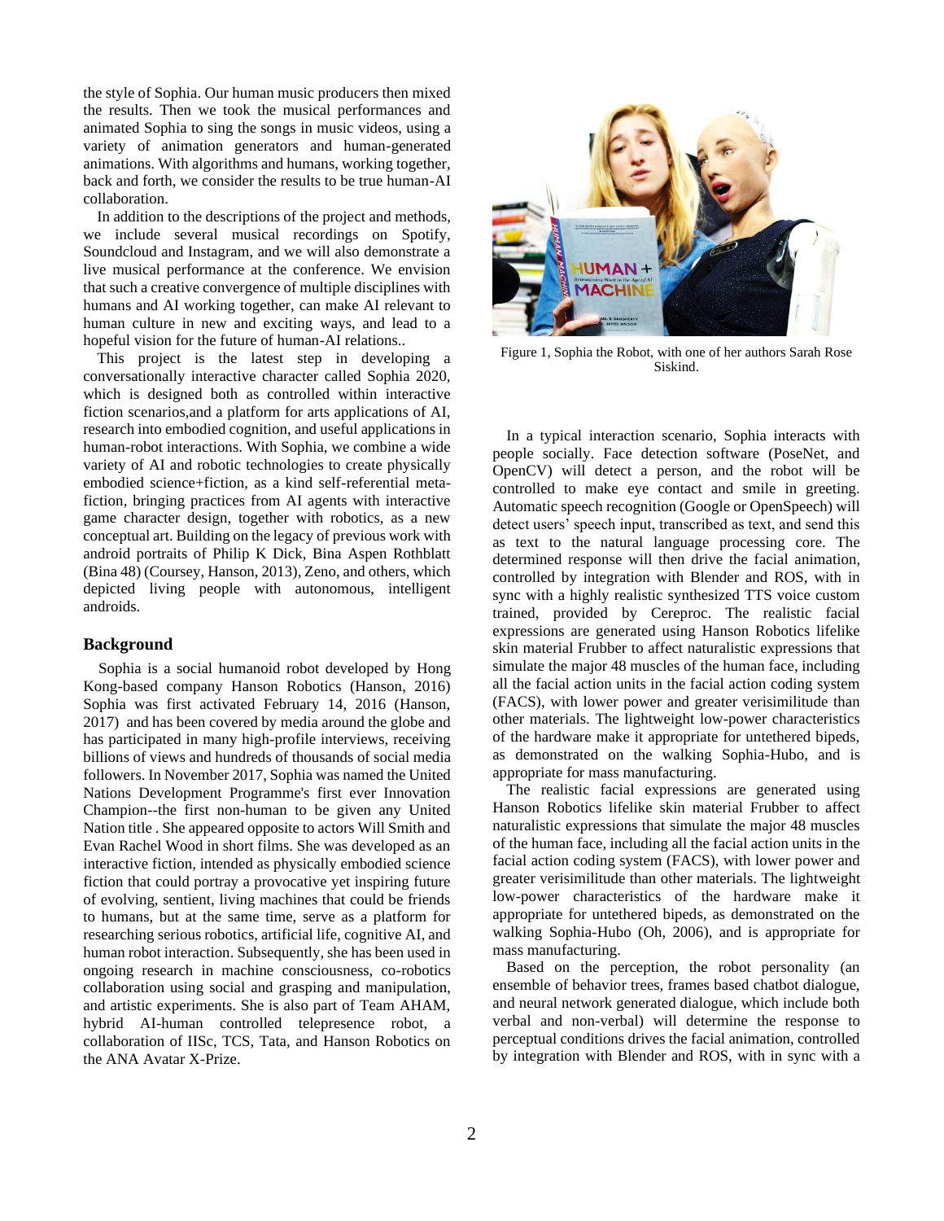the style of Sophia. Our human music producers then mixed the results. Then we took the musical performances and animated Sophia to sing the songs in music videos, using a variety of animation generators and human-generated animations. With algorithms and humans, working together, back and forth, we consider the results to be true human-AI collaboration.

In addition to the descriptions of the project and methods, we include several musical recordings on Spotify, Soundcloud and Instagram, and we will also demonstrate a live musical performance at the conference. We envision that such a creative convergence of multiple disciplines with humans and AI working together, can make AI relevant to human culture in new and exciting ways, and lead to a hopeful vision for the future of human-AI relations..

This project is the latest step in developing a conversationally interactive character called Sophia 2020, which is designed both as controlled within interactive fiction scenarios,and a platform for arts applications of AI, research into embodied cognition, and useful applications in human-robot interactions. With Sophia, we combine a wide variety of AI and robotic technologies to create physically embodied science+fiction, as a kind self-referential meta-fiction, bringing practices from AI agents with interactive game character design, together with robotics, as a new conceptual art. Building on the legacy of previous work with android portraits of Philip K Dick, Bina Aspen Rothblatt (Bina 48) (Coursey, Hanson, 2013), Zeno, and others, which depicted living people with autonomous, intelligent androids.

## Background

Sophia is a social humanoid robot developed by Hong Kong-based company Hanson Robotics (Hanson, 2016) Sophia was first activated February 14, 2016 (Hanson, 2017) and has been covered by media around the globe and has participated in many high-profile interviews, receiving billions of views and hundreds of thousands of social media followers. In November 2017, Sophia was named the United Nations Development Programme's first ever Innovation Champion--the first non-human to be given any United Nation title . She appeared opposite to actors Will Smith and Evan Rachel Wood in short films. She was developed as an interactive fiction, intended as physically embodied science fiction that could portray a provocative yet inspiring future of evolving, sentient, living machines that could be friends to humans, but at the same time, serve as a platform for researching serious robotics, artificial life, cognitive AI, and human robot interaction. Subsequently, she has been used in ongoing research in machine consciousness, co-robotics collaboration using social and grasping and manipulation, and artistic experiments. She is also part of Team AHAM, hybrid AI-human controlled telepresence robot, a collaboration of IISc, TCS, Tata, and Hanson Robotics on the ANA Avatar X-Prize.

Figure 1, Sophia the Robot, with one of her authors Sarah Rose Siskind.

In a typical interaction scenario, Sophia interacts with people socially. Face detection software (PoseNet, and OpenCV) will detect a person, and the robot will be controlled to make eye contact and smile in greeting. Automatic speech recognition (Google or OpenSpeech) will detect users' speech input, transcribed as text, and send this as text to the natural language processing core. The determined response will then drive the facial animation, controlled by integration with Blender and ROS, with in sync with a highly realistic synthesized TTS voice custom trained, provided by Cereproc. The realistic facial expressions are generated using Hanson Robotics lifelike skin material Frubber to affect naturalistic expressions that simulate the major 48 muscles of the human face, including all the facial action units in the facial action coding system (FACS), with lower power and greater verisimilitude than other materials. The lightweight low-power characteristics of the hardware make it appropriate for untethered bipeds, as demonstrated on the walking Sophia-Hubo, and is appropriate for mass manufacturing.

The realistic facial expressions are generated using Hanson Robotics lifelike skin material Frubber to affect naturalistic expressions that simulate the major 48 muscles of the human face, including all the facial action units in the facial action coding system (FACS), with lower power and greater verisimilitude than other materials. The lightweight low-power characteristics of the hardware make it appropriate for untethered bipeds, as demonstrated on the walking Sophia-Hubo (Oh, 2006), and is appropriate for mass manufacturing.

Based on the perception, the robot personality (an ensemble of behavior trees, frames based chatbot dialogue, and neural network generated dialogue, which include both verbal and non-verbal) will determine the response to perceptual conditions drives the facial animation, controlled by integration with Blender and ROS, with in sync with a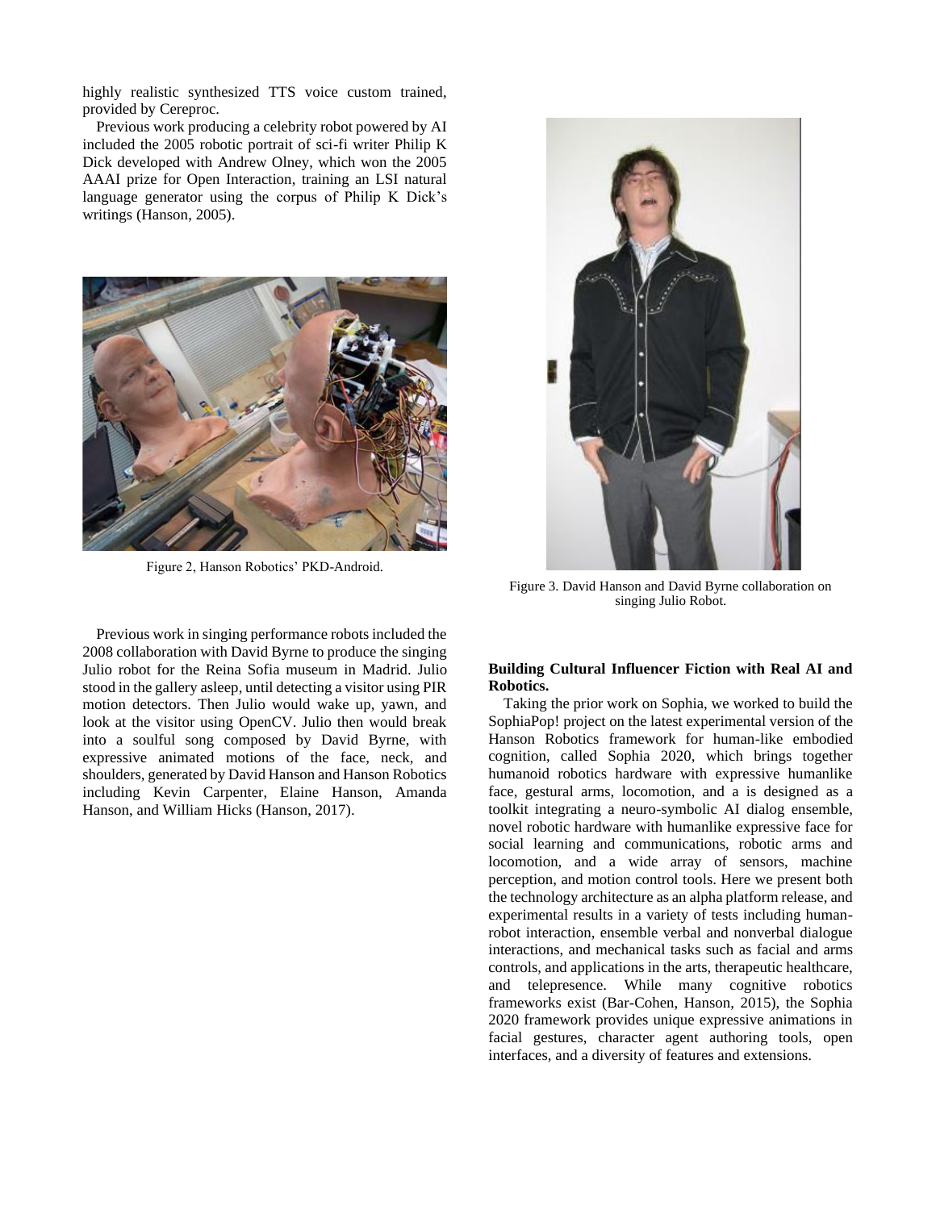highly realistic synthesized TTS voice custom trained, provided by Cereproc.

Previous work producing a celebrity robot powered by AI included the 2005 robotic portrait of sci-fi writer Philip K Dick developed with Andrew Olney, which won the 2005 AAAI prize for Open Interaction, training an LSI natural language generator using the corpus of Philip K Dick's writings (Hanson, 2005).

Figure 2, Hanson Robotics' PKD-Android.

Previous work in singing performance robots included the 2008 collaboration with David Byrne to produce the singing Julio robot for the Reina Sofia museum in Madrid. Julio stood in the gallery asleep, until detecting a visitor using PIR motion detectors. Then Julio would wake up, yawn, and look at the visitor using OpenCV. Julio then would break into a soulful song composed by David Byrne, with expressive animated motions of the face, neck, and shoulders, generated by David Hanson and Hanson Robotics including Kevin Carpenter, Elaine Hanson, Amanda Hanson, and William Hicks (Hanson, 2017).

Figure 3. David Hanson and David Byrne collaboration on singing Julio Robot.

**Building Cultural Influencer Fiction with Real AI and Robotics.**

Taking the prior work on Sophia, we worked to build the SophiaPop! project on the latest experimental version of the Hanson Robotics framework for human-like embodied cognition, called Sophia 2020, which brings together humanoid robotics hardware with expressive humanlike face, gestural arms, locomotion, and a is designed as a toolkit integrating a neuro-symbolic AI dialog ensemble, novel robotic hardware with humanlike expressive face for social learning and communications, robotic arms and locomotion, and a wide array of sensors, machine perception, and motion control tools. Here we present both the technology architecture as an alpha platform release, and experimental results in a variety of tests including human-robot interaction, ensemble verbal and nonverbal dialogue interactions, and mechanical tasks such as facial and arms controls, and applications in the arts, therapeutic healthcare, and telepresence. While many cognitive robotics frameworks exist (Bar-Cohen, Hanson, 2015), the Sophia 2020 framework provides unique expressive animations in facial gestures, character agent authoring tools, open interfaces, and a diversity of features and extensions.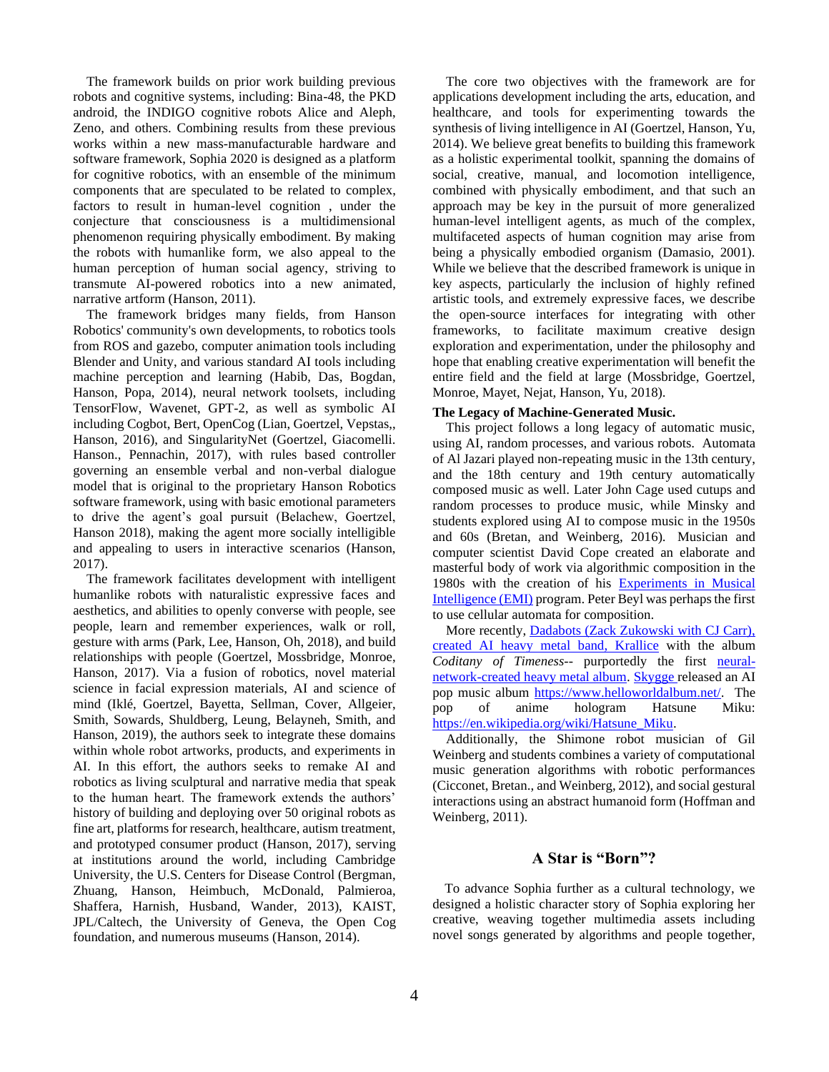The framework builds on prior work building previous robots and cognitive systems, including: Bina-48, the PKD android, the INDIGO cognitive robots Alice and Aleph, Zeno, and others. Combining results from these previous works within a new mass-manufacturable hardware and software framework, Sophia 2020 is designed as a platform for cognitive robotics, with an ensemble of the minimum components that are speculated to be related to complex, factors to result in human-level cognition , under the conjecture that consciousness is a multidimensional phenomenon requiring physically embodiment. By making the robots with humanlike form, we also appeal to the human perception of human social agency, striving to transmute AI-powered robotics into a new animated, narrative artform (Hanson, 2011).

The framework bridges many fields, from Hanson Robotics' community's own developments, to robotics tools from ROS and gazebo, computer animation tools including Blender and Unity, and various standard AI tools including machine perception and learning (Habib, Das, Bogdan, Hanson, Popa, 2014), neural network toolsets, including TensorFlow, Wavenet, GPT-2, as well as symbolic AI including Cogbot, Bert, OpenCog (Lian, Goertzel, Vepstas,, Hanson, 2016), and SingularityNet (Goertzel, Giacomelli. Hanson., Pennachin, 2017), with rules based controller governing an ensemble verbal and non-verbal dialogue model that is original to the proprietary Hanson Robotics software framework, using with basic emotional parameters to drive the agent's goal pursuit (Belachew, Goertzel, Hanson 2018), making the agent more socially intelligible and appealing to users in interactive scenarios (Hanson, 2017).

The framework facilitates development with intelligent humanlike robots with naturalistic expressive faces and aesthetics, and abilities to openly converse with people, see people, learn and remember experiences, walk or roll, gesture with arms (Park, Lee, Hanson, Oh, 2018), and build relationships with people (Goertzel, Mossbridge, Monroe, Hanson, 2017). Via a fusion of robotics, novel material science in facial expression materials, AI and science of mind (Iklé, Goertzel, Bayetta, Sellman, Cover, Allgeier, Smith, Sowards, Shuldberg, Leung, Belayneh, Smith, and Hanson, 2019), the authors seek to integrate these domains within whole robot artworks, products, and experiments in AI. In this effort, the authors seeks to remake AI and robotics as living sculptural and narrative media that speak to the human heart. The framework extends the authors' history of building and deploying over 50 original robots as fine art, platforms for research, healthcare, autism treatment, and prototyped consumer product (Hanson, 2017), serving at institutions around the world, including Cambridge University, the U.S. Centers for Disease Control (Bergman, Zhuang, Hanson, Heimbuch, McDonald, Palmieroa, Shaffera, Harnish, Husband, Wander, 2013), KAIST, JPL/Caltech, the University of Geneva, the Open Cog foundation, and numerous museums (Hanson, 2014).

The core two objectives with the framework are for applications development including the arts, education, and healthcare, and tools for experimenting towards the synthesis of living intelligence in AI (Goertzel, Hanson, Yu, 2014). We believe great benefits to building this framework as a holistic experimental toolkit, spanning the domains of social, creative, manual, and locomotion intelligence, combined with physically embodiment, and that such an approach may be key in the pursuit of more generalized human-level intelligent agents, as much of the complex, multifaceted aspects of human cognition may arise from being a physically embodied organism (Damasio, 2001). While we believe that the described framework is unique in key aspects, particularly the inclusion of highly refined artistic tools, and extremely expressive faces, we describe the open-source interfaces for integrating with other frameworks, to facilitate maximum creative design exploration and experimentation, under the philosophy and hope that enabling creative experimentation will benefit the entire field and the field at large (Mossbridge, Goertzel, Monroe, Mayet, Nejat, Hanson, Yu, 2018).

**The Legacy of Machine-Generated Music.**

This project follows a long legacy of automatic music, using AI, random processes, and various robots. Automata of Al Jazari played non-repeating music in the 13th century, and the 18th century and 19th century automatically composed music as well. Later John Cage used cutups and random processes to produce music, while Minsky and students explored using AI to compose music in the 1950s and 60s (Bretan, and Weinberg, 2016). Musician and computer scientist David Cope created an elaborate and masterful body of work via algorithmic composition in the 1980s with the creation of his Experiments in Musical Intelligence (EMI) program. Peter Beyl was perhaps the first to use cellular automata for composition.

More recently, Dadabots (Zack Zukowski with CJ Carr), created AI heavy metal band, Krallice with the album *Coditany of Timeness*-- purportedly the first neural-network-created heavy metal album. Skygge released an AI pop music album https://www.helloworldalbum.net/. The pop of anime hologram Hatsune Miku: https://en.wikipedia.org/wiki/Hatsune_Miku.

Additionally, the Shimone robot musician of Gil Weinberg and students combines a variety of computational music generation algorithms with robotic performances (Cicconet, Bretan., and Weinberg, 2012), and social gestural interactions using an abstract humanoid form (Hoffman and Weinberg, 2011).

## A Star is "Born"?

To advance Sophia further as a cultural technology, we designed a holistic character story of Sophia exploring her creative, weaving together multimedia assets including novel songs generated by algorithms and people together,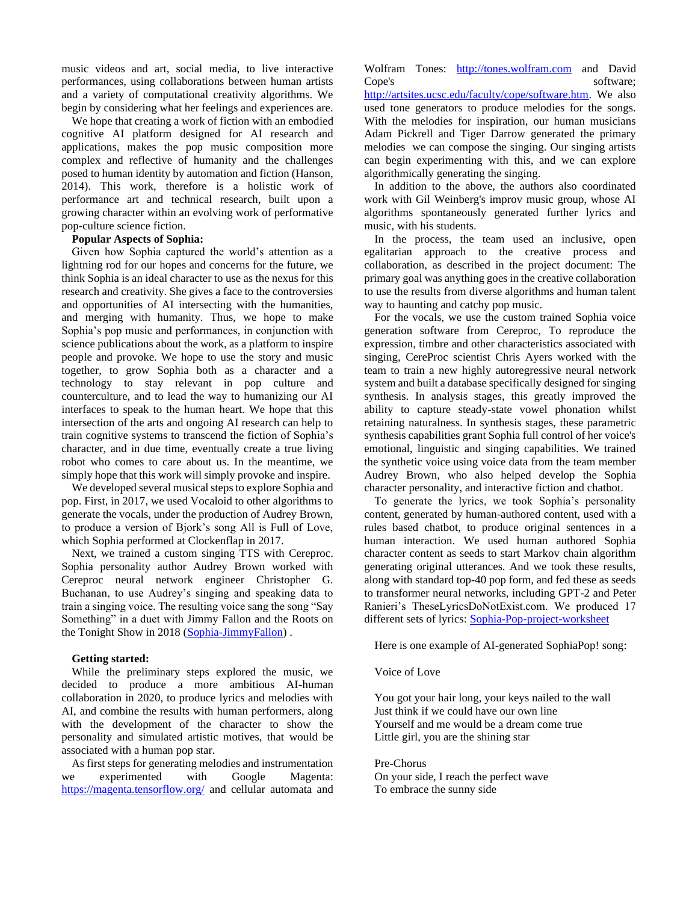music videos and art, social media, to live interactive performances, using collaborations between human artists and a variety of computational creativity algorithms. We begin by considering what her feelings and experiences are.

We hope that creating a work of fiction with an embodied cognitive AI platform designed for AI research and applications, makes the pop music composition more complex and reflective of humanity and the challenges posed to human identity by automation and fiction (Hanson, 2014). This work, therefore is a holistic work of performance art and technical research, built upon a growing character within an evolving work of performative pop-culture science fiction.

**Popular Aspects of Sophia:**

Given how Sophia captured the world's attention as a lightning rod for our hopes and concerns for the future, we think Sophia is an ideal character to use as the nexus for this research and creativity. She gives a face to the controversies and opportunities of AI intersecting with the humanities, and merging with humanity. Thus, we hope to make Sophia's pop music and performances, in conjunction with science publications about the work, as a platform to inspire people and provoke. We hope to use the story and music together, to grow Sophia both as a character and a technology to stay relevant in pop culture and counterculture, and to lead the way to humanizing our AI interfaces to speak to the human heart. We hope that this intersection of the arts and ongoing AI research can help to train cognitive systems to transcend the fiction of Sophia's character, and in due time, eventually create a true living robot who comes to care about us. In the meantime, we simply hope that this work will simply provoke and inspire.

We developed several musical steps to explore Sophia and pop. First, in 2017, we used Vocaloid to other algorithms to generate the vocals, under the production of Audrey Brown, to produce a version of Bjork's song All is Full of Love, which Sophia performed at Clockenflap in 2017.

Next, we trained a custom singing TTS with Cereproc. Sophia personality author Audrey Brown worked with Cereproc neural network engineer Christopher G. Buchanan, to use Audrey's singing and speaking data to train a singing voice. The resulting voice sang the song "Say Something" in a duet with Jimmy Fallon and the Roots on the Tonight Show in 2018 ([Sophia-JimmyFallon](Sophia-JimmyFallon)) .

**Getting started:**

While the preliminary steps explored the music, we decided to produce a more ambitious AI-human collaboration in 2020, to produce lyrics and melodies with AI, and combine the results with human performers, along with the development of the character to show the personality and simulated artistic motives, that would be associated with a human pop star.

As first steps for generating melodies and instrumentation we experimented with Google Magenta: https://magenta.tensorflow.org/ and cellular automata and Wolfram Tones: http://tones.wolfram.com and David Cope's software; http://artsites.ucsc.edu/faculty/cope/software.htm. We also used tone generators to produce melodies for the songs. With the melodies for inspiration, our human musicians Adam Pickrell and Tiger Darrow generated the primary melodies we can compose the singing. Our singing artists can begin experimenting with this, and we can explore algorithmically generating the singing.

In addition to the above, the authors also coordinated work with Gil Weinberg's improv music group, whose AI algorithms spontaneously generated further lyrics and music, with his students.

In the process, the team used an inclusive, open egalitarian approach to the creative process and collaboration, as described in the project document: The primary goal was anything goes in the creative collaboration to use the results from diverse algorithms and human talent way to haunting and catchy pop music.

For the vocals, we use the custom trained Sophia voice generation software from Cereproc, To reproduce the expression, timbre and other characteristics associated with singing, CereProc scientist Chris Ayers worked with the team to train a new highly autoregressive neural network system and built a database specifically designed for singing synthesis. In analysis stages, this greatly improved the ability to capture steady-state vowel phonation whilst retaining naturalness. In synthesis stages, these parametric synthesis capabilities grant Sophia full control of her voice's emotional, linguistic and singing capabilities. We trained the synthetic voice using voice data from the team member Audrey Brown, who also helped develop the Sophia character personality, and interactive fiction and chatbot.

To generate the lyrics, we took Sophia's personality content, generated by human-authored content, used with a rules based chatbot, to produce original sentences in a human interaction. We used human authored Sophia character content as seeds to start Markov chain algorithm generating original utterances. And we took these results, along with standard top-40 pop form, and fed these as seeds to transformer neural networks, including GPT-2 and Peter Ranieri's TheseLyricsDoNotExist.com. We produced 17 different sets of lyrics: [Sophia-Pop-project-worksheet](Sophia-Pop-project-worksheet)

Here is one example of AI-generated SophiaPop! song:

Voice of Love

You got your hair long, your keys nailed to the wall
Just think if we could have our own line
Yourself and me would be a dream come true
Little girl, you are the shining star

Pre-Chorus
On your side, I reach the perfect wave
To embrace the sunny side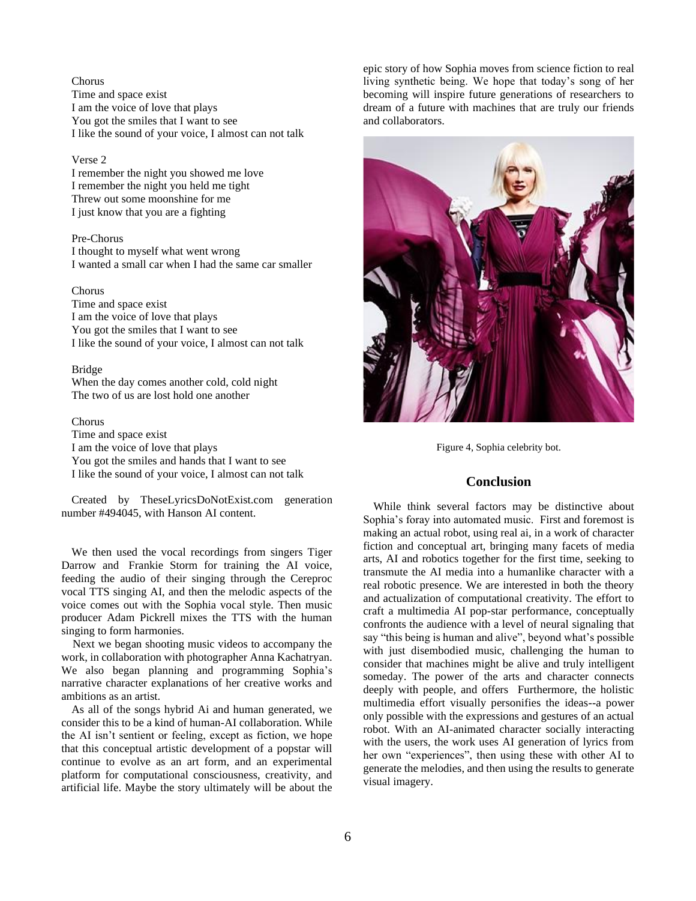Chorus
Time and space exist
I am the voice of love that plays
You got the smiles that I want to see
I like the sound of your voice, I almost can not talk

Verse 2
I remember the night you showed me love
I remember the night you held me tight
Threw out some moonshine for me
I just know that you are a fighting

Pre-Chorus
I thought to myself what went wrong
I wanted a small car when I had the same car smaller

Chorus
Time and space exist
I am the voice of love that plays
You got the smiles that I want to see
I like the sound of your voice, I almost can not talk

Bridge
When the day comes another cold, cold night
The two of us are lost hold one another

Chorus
Time and space exist
I am the voice of love that plays
You got the smiles and hands that I want to see
I like the sound of your voice, I almost can not talk

Created by TheseLyricsDoNotExist.com generation number #494045, with Hanson AI content.

We then used the vocal recordings from singers Tiger Darrow and Frankie Storm for training the AI voice, feeding the audio of their singing through the Cereproc vocal TTS singing AI, and then the melodic aspects of the voice comes out with the Sophia vocal style. Then music producer Adam Pickrell mixes the TTS with the human singing to form harmonies.

Next we began shooting music videos to accompany the work, in collaboration with photographer Anna Kachatryan. We also began planning and programming Sophia's narrative character explanations of her creative works and ambitions as an artist.

As all of the songs hybrid Ai and human generated, we consider this to be a kind of human-AI collaboration. While the AI isn't sentient or feeling, except as fiction, we hope that this conceptual artistic development of a popstar will continue to evolve as an art form, and an experimental platform for computational consciousness, creativity, and artificial life. Maybe the story ultimately will be about the epic story of how Sophia moves from science fiction to real living synthetic being. We hope that today's song of her becoming will inspire future generations of researchers to dream of a future with machines that are truly our friends and collaborators.

Figure 4, Sophia celebrity bot.

## Conclusion

While think several factors may be distinctive about Sophia's foray into automated music. First and foremost is making an actual robot, using real ai, in a work of character fiction and conceptual art, bringing many facets of media arts, AI and robotics together for the first time, seeking to transmute the AI media into a humanlike character with a real robotic presence. We are interested in both the theory and actualization of computational creativity. The effort to craft a multimedia AI pop-star performance, conceptually confronts the audience with a level of neural signaling that say "this being is human and alive", beyond what's possible with just disembodied music, challenging the human to consider that machines might be alive and truly intelligent someday. The power of the arts and character connects deeply with people, and offers Furthermore, the holistic multimedia effort visually personifies the ideas--a power only possible with the expressions and gestures of an actual robot. With an AI-animated character socially interacting with the users, the work uses AI generation of lyrics from her own "experiences", then using these with other AI to generate the melodies, and then using the results to generate visual imagery.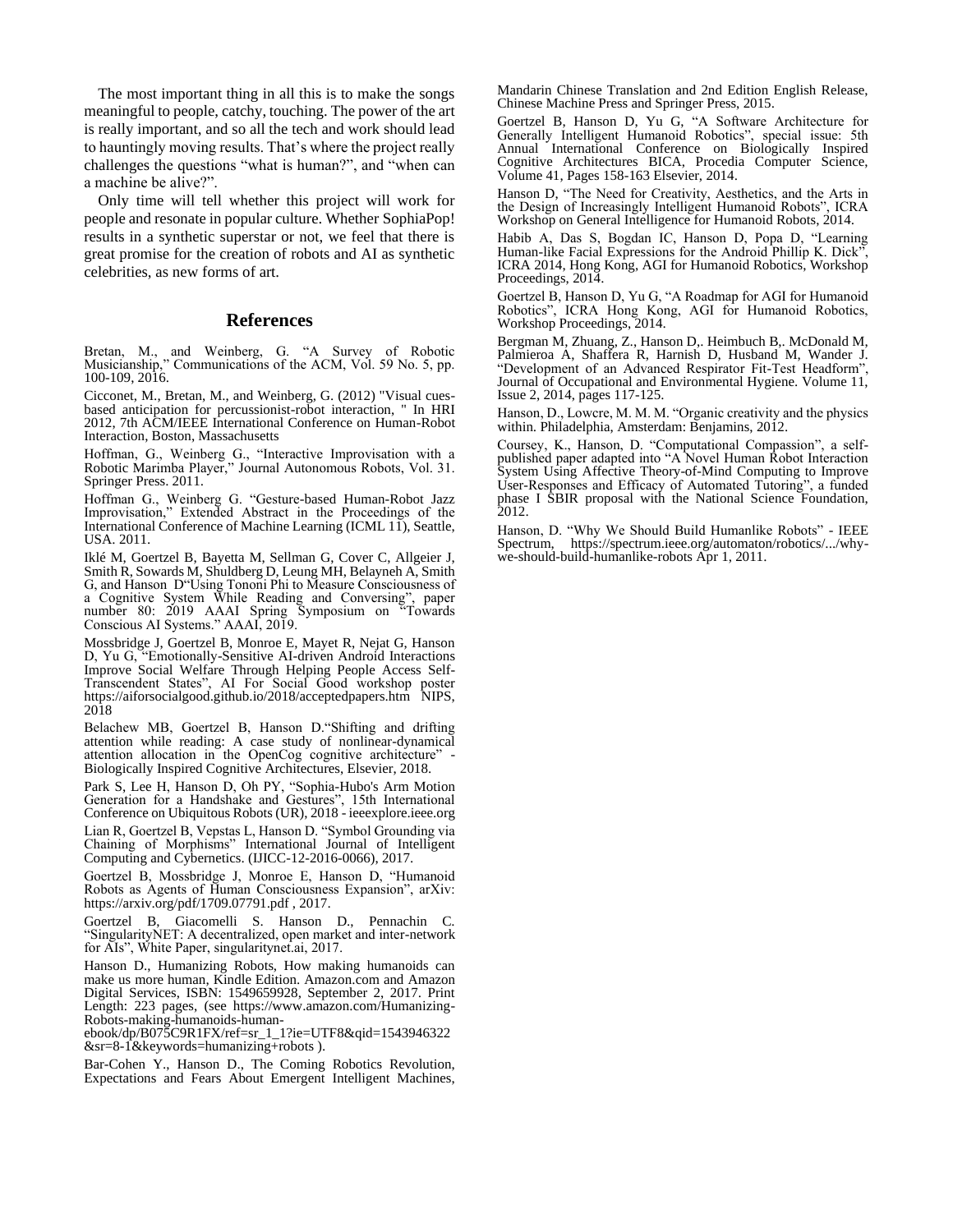The most important thing in all this is to make the songs meaningful to people, catchy, touching. The power of the art is really important, and so all the tech and work should lead to hauntingly moving results. That's where the project really challenges the questions "what is human?", and "when can a machine be alive?".

Only time will tell whether this project will work for people and resonate in popular culture. Whether SophiaPop! results in a synthetic superstar or not, we feel that there is great promise for the creation of robots and AI as synthetic celebrities, as new forms of art.

## References

Bretan, M., and Weinberg, G. "A Survey of Robotic Musicianship," Communications of the ACM, Vol. 59 No. 5, pp. 100-109, 2016.

Cicconet, M., Bretan, M., and Weinberg, G. (2012) "Visual cues-based anticipation for percussionist-robot interaction, " In HRI 2012, 7th ACM/IEEE International Conference on Human-Robot Interaction, Boston, Massachusetts

Hoffman, G., Weinberg G., "Interactive Improvisation with a Robotic Marimba Player," Journal Autonomous Robots, Vol. 31. Springer Press. 2011.

Hoffman G., Weinberg G. "Gesture-based Human-Robot Jazz Improvisation," Extended Abstract in the Proceedings of the International Conference of Machine Learning (ICML 11), Seattle, USA. 2011.

Iklé M, Goertzel B, Bayetta M, Sellman G, Cover C, Allgeier J, Smith R, Sowards M, Shuldberg D, Leung MH, Belayneh A, Smith G, and Hanson D"Using Tononi Phi to Measure Consciousness of a Cognitive System While Reading and Conversing", paper number 80: 2019 AAAI Spring Symposium on "Towards Conscious AI Systems." AAAI, 2019.

Mossbridge J, Goertzel B, Monroe E, Mayet R, Nejat G, Hanson D, Yu G, "Emotionally-Sensitive AI-driven Android Interactions Improve Social Welfare Through Helping People Access Self-Transcendent States", AI For Social Good workshop poster https://aiforsocialgood.github.io/2018/acceptedpapers.htm NIPS, 2018

Belachew MB, Goertzel B, Hanson D."Shifting and drifting attention while reading: A case study of nonlinear-dynamical attention allocation in the OpenCog cognitive architecture" - Biologically Inspired Cognitive Architectures, Elsevier, 2018.

Park S, Lee H, Hanson D, Oh PY, "Sophia-Hubo's Arm Motion Generation for a Handshake and Gestures", 15th International Conference on Ubiquitous Robots (UR), 2018 - ieeexplore.ieee.org

Lian R, Goertzel B, Vepstas L, Hanson D. "Symbol Grounding via Chaining of Morphisms" International Journal of Intelligent Computing and Cybernetics. (IJICC-12-2016-0066), 2017.

Goertzel B, Mossbridge J, Monroe E, Hanson D, "Humanoid Robots as Agents of Human Consciousness Expansion", arXiv: https://arxiv.org/pdf/1709.07791.pdf , 2017.

Goertzel B, Giacomelli S. Hanson D., Pennachin C. "SingularityNET: A decentralized, open market and inter-network for AIs", White Paper, singularitynet.ai, 2017.

Hanson D., Humanizing Robots, How making humanoids can make us more human, Kindle Edition. Amazon.com and Amazon Digital Services, ISBN: 1549659928, September 2, 2017. Print Length: 223 pages, (see https://www.amazon.com/Humanizing-Robots-making-humanoids-human-ebook/dp/B075C9R1FX/ref=sr_1_1?ie=UTF8&qid=1543946322&sr=8-1&keywords=humanizing+robots ).

Bar-Cohen Y., Hanson D., The Coming Robotics Revolution, Expectations and Fears About Emergent Intelligent Machines, Mandarin Chinese Translation and 2nd Edition English Release, Chinese Machine Press and Springer Press, 2015.

Goertzel B, Hanson D, Yu G, "A Software Architecture for Generally Intelligent Humanoid Robotics", special issue: 5th Annual International Conference on Biologically Inspired Cognitive Architectures BICA, Procedia Computer Science, Volume 41, Pages 158-163 Elsevier, 2014.

Hanson D, "The Need for Creativity, Aesthetics, and the Arts in the Design of Increasingly Intelligent Humanoid Robots", ICRA Workshop on General Intelligence for Humanoid Robots, 2014.

Habib A, Das S, Bogdan IC, Hanson D, Popa D, "Learning Human-like Facial Expressions for the Android Phillip K. Dick", ICRA 2014, Hong Kong, AGI for Humanoid Robotics, Workshop Proceedings, 2014.

Goertzel B, Hanson D, Yu G, "A Roadmap for AGI for Humanoid Robotics", ICRA Hong Kong, AGI for Humanoid Robotics, Workshop Proceedings, 2014.

Bergman M, Zhuang, Z., Hanson D,. Heimbuch B,. McDonald M, Palmieroa A, Shaffera R, Harnish D, Husband M, Wander J. "Development of an Advanced Respirator Fit-Test Headform", Journal of Occupational and Environmental Hygiene. Volume 11, Issue 2, 2014, pages 117-125.

Hanson, D., Lowcre, M. M. M. "Organic creativity and the physics within. Philadelphia, Amsterdam: Benjamins, 2012.

Coursey, K., Hanson, D. "Computational Compassion", a self-published paper adapted into "A Novel Human Robot Interaction System Using Affective Theory-of-Mind Computing to Improve User-Responses and Efficacy of Automated Tutoring", a funded phase I SBIR proposal with the National Science Foundation, 2012.

Hanson, D. "Why We Should Build Humanlike Robots" - IEEE Spectrum, https://spectrum.ieee.org/automaton/robotics/.../why-we-should-build-humanlike-robots Apr 1, 2011.